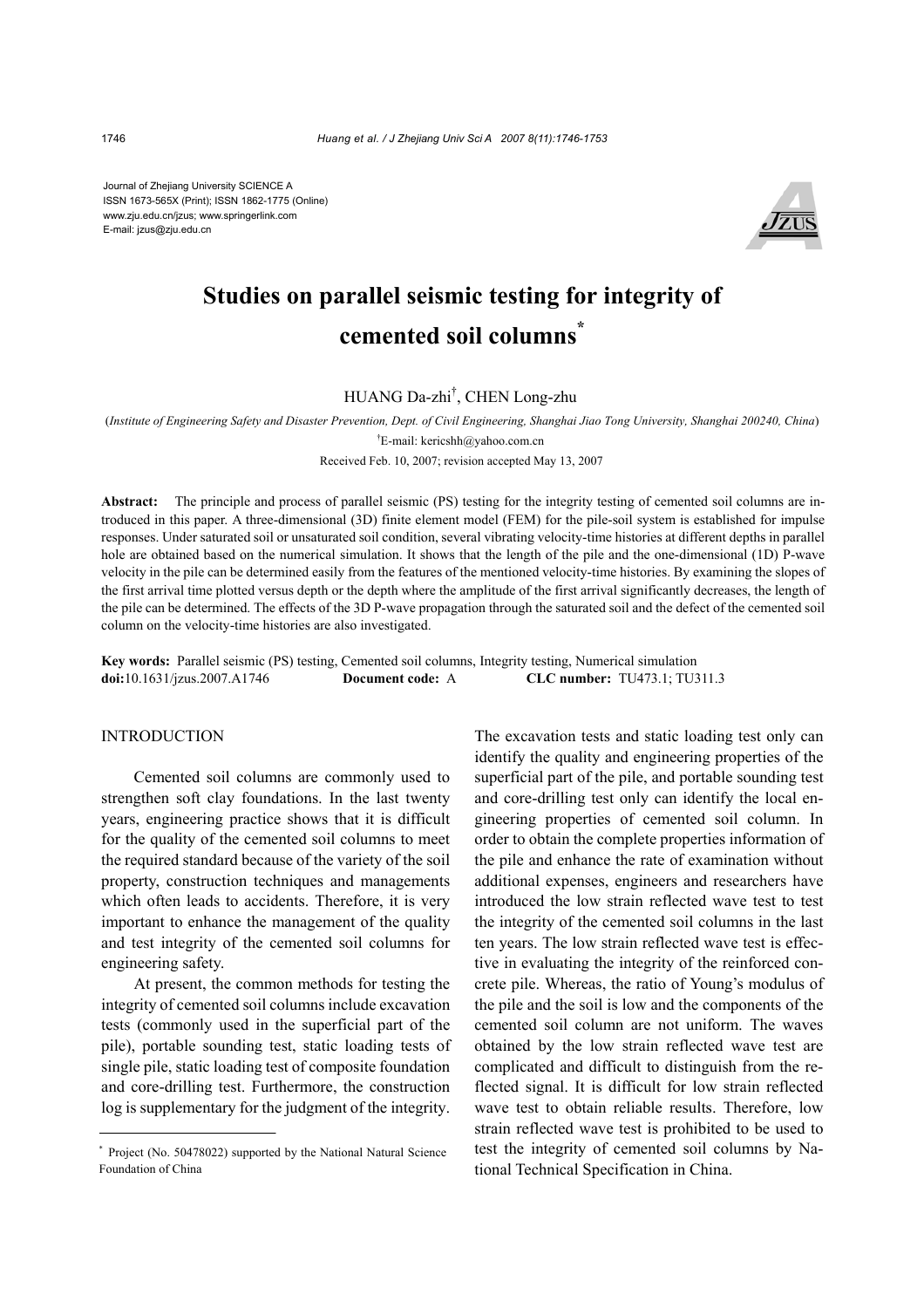Journal of Zhejiang University SCIENCE A
ISSN 1673-565X (Print); ISSN 1862-1775 (Online)
www.zju.edu.cn/jzus; www.springerlink.com
E-mail: jzus@zju.edu.cn

# Studies on parallel seismic testing for integrity of cemented soil columns*

HUANG Da-zhi†, CHEN Long-zhu

(*Institute of Engineering Safety and Disaster Prevention, Dept. of Civil Engineering, Shanghai Jiao Tong University, Shanghai 200240, China*)

†E-mail: kericshh@yahoo.com.cn

Received Feb. 10, 2007; revision accepted May 13, 2007

**Abstract:** The principle and process of parallel seismic (PS) testing for the integrity testing of cemented soil columns are introduced in this paper. A three-dimensional (3D) finite element model (FEM) for the pile-soil system is established for impulse responses. Under saturated soil or unsaturated soil condition, several vibrating velocity-time histories at different depths in parallel hole are obtained based on the numerical simulation. It shows that the length of the pile and the one-dimensional (1D) P-wave velocity in the pile can be determined easily from the features of the mentioned velocity-time histories. By examining the slopes of the first arrival time plotted versus depth or the depth where the amplitude of the first arrival significantly decreases, the length of the pile can be determined. The effects of the 3D P-wave propagation through the saturated soil and the defect of the cemented soil column on the velocity-time histories are also investigated.

**Key words:** Parallel seismic (PS) testing, Cemented soil columns, Integrity testing, Numerical simulation
**doi:**10.1631/jzus.2007.A1746 **Document code:** A **CLC number:** TU473.1; TU311.3

## INTRODUCTION

Cemented soil columns are commonly used to strengthen soft clay foundations. In the last twenty years, engineering practice shows that it is difficult for the quality of the cemented soil columns to meet the required standard because of the variety of the soil property, construction techniques and managements which often leads to accidents. Therefore, it is very important to enhance the management of the quality and test integrity of the cemented soil columns for engineering safety.

At present, the common methods for testing the integrity of cemented soil columns include excavation tests (commonly used in the superficial part of the pile), portable sounding test, static loading tests of single pile, static loading test of composite foundation and core-drilling test. Furthermore, the construction log is supplementary for the judgment of the integrity. The excavation tests and static loading test only can identify the quality and engineering properties of the superficial part of the pile, and portable sounding test and core-drilling test only can identify the local engineering properties of cemented soil column. In order to obtain the complete properties information of the pile and enhance the rate of examination without additional expenses, engineers and researchers have introduced the low strain reflected wave test to test the integrity of the cemented soil columns in the last ten years. The low strain reflected wave test is effective in evaluating the integrity of the reinforced concrete pile. Whereas, the ratio of Young's modulus of the pile and the soil is low and the components of the cemented soil column are not uniform. The waves obtained by the low strain reflected wave test are complicated and difficult to distinguish from the reflected signal. It is difficult for low strain reflected wave test to obtain reliable results. Therefore, low strain reflected wave test is prohibited to be used to test the integrity of cemented soil columns by National Technical Specification in China.

---

\* Project (No. 50478022) supported by the National Natural Science Foundation of China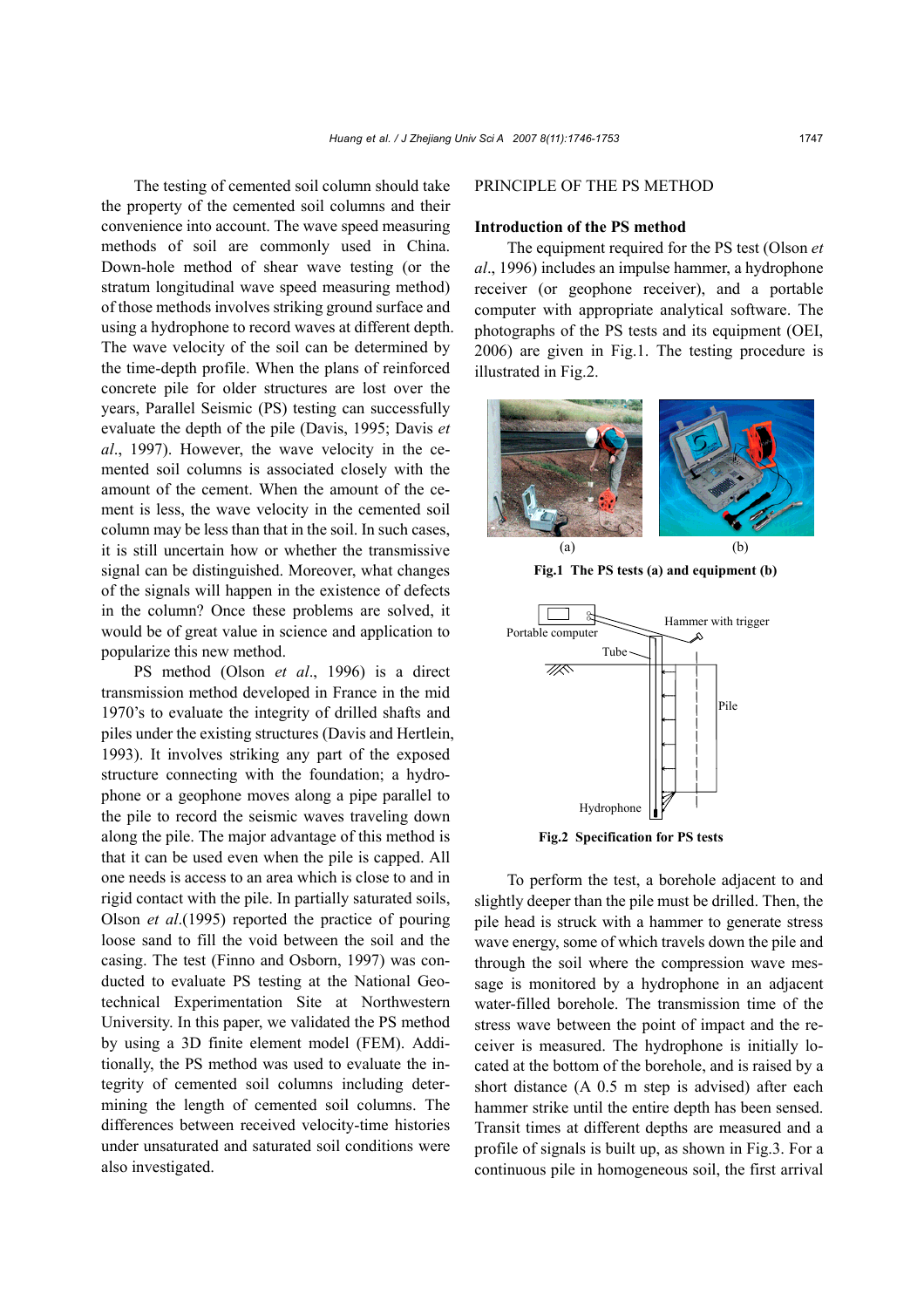The testing of cemented soil column should take the property of the cemented soil columns and their convenience into account. The wave speed measuring methods of soil are commonly used in China. Down-hole method of shear wave testing (or the stratum longitudinal wave speed measuring method) of those methods involves striking ground surface and using a hydrophone to record waves at different depth. The wave velocity of the soil can be determined by the time-depth profile. When the plans of reinforced concrete pile for older structures are lost over the years, Parallel Seismic (PS) testing can successfully evaluate the depth of the pile (Davis, 1995; Davis *et al*., 1997). However, the wave velocity in the cemented soil columns is associated closely with the amount of the cement. When the amount of the cement is less, the wave velocity in the cemented soil column may be less than that in the soil. In such cases, it is still uncertain how or whether the transmissive signal can be distinguished. Moreover, what changes of the signals will happen in the existence of defects in the column? Once these problems are solved, it would be of great value in science and application to popularize this new method.

PS method (Olson *et al*., 1996) is a direct transmission method developed in France in the mid 1970's to evaluate the integrity of drilled shafts and piles under the existing structures (Davis and Hertlein, 1993). It involves striking any part of the exposed structure connecting with the foundation; a hydrophone or a geophone moves along a pipe parallel to the pile to record the seismic waves traveling down along the pile. The major advantage of this method is that it can be used even when the pile is capped. All one needs is access to an area which is close to and in rigid contact with the pile. In partially saturated soils, Olson *et al*.(1995) reported the practice of pouring loose sand to fill the void between the soil and the casing. The test (Finno and Osborn, 1997) was conducted to evaluate PS testing at the National Geotechnical Experimentation Site at Northwestern University. In this paper, we validated the PS method by using a 3D finite element model (FEM). Additionally, the PS method was used to evaluate the integrity of cemented soil columns including determining the length of cemented soil columns. The differences between received velocity-time histories under unsaturated and saturated soil conditions were also investigated.

# PRINCIPLE OF THE PS METHOD

## Introduction of the PS method

The equipment required for the PS test (Olson *et al*., 1996) includes an impulse hammer, a hydrophone receiver (or geophone receiver), and a portable computer with appropriate analytical software. The photographs of the PS tests and its equipment (OEI, 2006) are given in Fig.1. The testing procedure is illustrated in Fig.2.

(a) (b)

**Fig.1 The PS tests (a) and equipment (b)**

**Fig.2 Specification for PS tests**

To perform the test, a borehole adjacent to and slightly deeper than the pile must be drilled. Then, the pile head is struck with a hammer to generate stress wave energy, some of which travels down the pile and through the soil where the compression wave message is monitored by a hydrophone in an adjacent water-filled borehole. The transmission time of the stress wave between the point of impact and the receiver is measured. The hydrophone is initially located at the bottom of the borehole, and is raised by a short distance (A 0.5 m step is advised) after each hammer strike until the entire depth has been sensed. Transit times at different depths are measured and a profile of signals is built up, as shown in Fig.3. For a continuous pile in homogeneous soil, the first arrival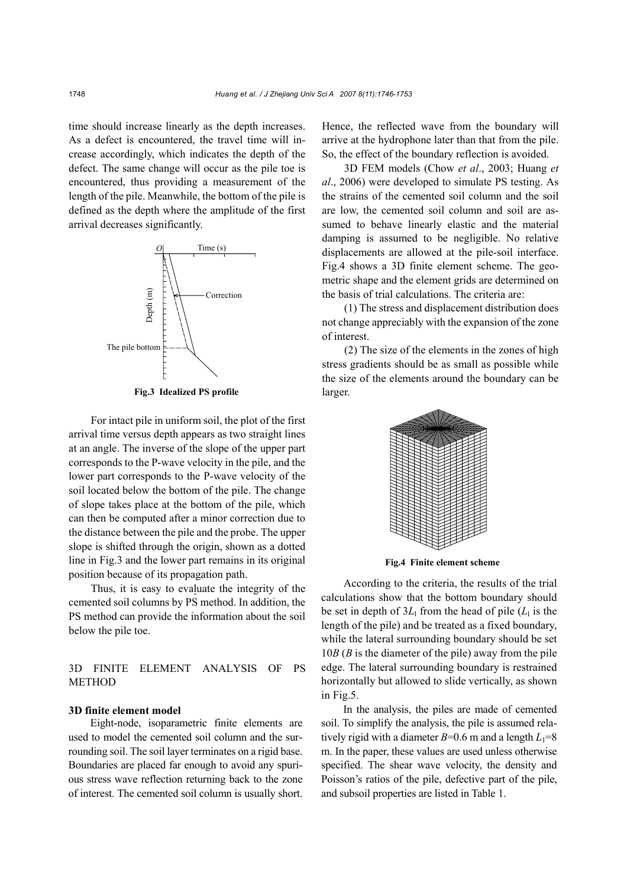time should increase linearly as the depth increases. As a defect is encountered, the travel time will increase accordingly, which indicates the depth of the defect. The same change will occur as the pile toe is encountered, thus providing a measurement of the length of the pile. Meanwhile, the bottom of the pile is defined as the depth where the amplitude of the first arrival decreases significantly.

O
Time (s)
Depth (m)
Correction
The pile bottom

**Fig.3 Idealized PS profile**

For intact pile in uniform soil, the plot of the first arrival time versus depth appears as two straight lines at an angle. The inverse of the slope of the upper part corresponds to the P-wave velocity in the pile, and the lower part corresponds to the P-wave velocity of the soil located below the bottom of the pile. The change of slope takes place at the bottom of the pile, which can then be computed after a minor correction due to the distance between the pile and the probe. The upper slope is shifted through the origin, shown as a dotted line in Fig.3 and the lower part remains in its original position because of its propagation path.

Thus, it is easy to evaluate the integrity of the cemented soil columns by PS method. In addition, the PS method can provide the information about the soil below the pile toe.

## 3D FINITE ELEMENT ANALYSIS OF PS METHOD

### 3D finite element model

Eight-node, isoparametric finite elements are used to model the cemented soil column and the surrounding soil. The soil layer terminates on a rigid base. Boundaries are placed far enough to avoid any spurious stress wave reflection returning back to the zone of interest. The cemented soil column is usually short. Hence, the reflected wave from the boundary will arrive at the hydrophone later than that from the pile. So, the effect of the boundary reflection is avoided.

3D FEM models (Chow *et al*., 2003; Huang *et al*., 2006) were developed to simulate PS testing. As the strains of the cemented soil column and the soil are low, the cemented soil column and soil are assumed to behave linearly elastic and the material damping is assumed to be negligible. No relative displacements are allowed at the pile-soil interface. Fig.4 shows a 3D finite element scheme. The geometric shape and the element grids are determined on the basis of trial calculations. The criteria are:

(1) The stress and displacement distribution does not change appreciably with the expansion of the zone of interest.

(2) The size of the elements in the zones of high stress gradients should be as small as possible while the size of the elements around the boundary can be larger.

**Fig.4 Finite element scheme**

According to the criteria, the results of the trial calculations show that the bottom boundary should be set in depth of $3L_l$ from the head of pile ($L_l$ is the length of the pile) and be treated as a fixed boundary, while the lateral surrounding boundary should be set $10B$ ($B$ is the diameter of the pile) away from the pile edge. The lateral surrounding boundary is restrained horizontally but allowed to slide vertically, as shown in Fig.5.

In the analysis, the piles are made of cemented soil. To simplify the analysis, the pile is assumed relatively rigid with a diameter $B$=0.6 m and a length $L_l$=8 m. In the paper, these values are used unless otherwise specified. The shear wave velocity, the density and Poisson's ratios of the pile, defective part of the pile, and subsoil properties are listed in Table 1.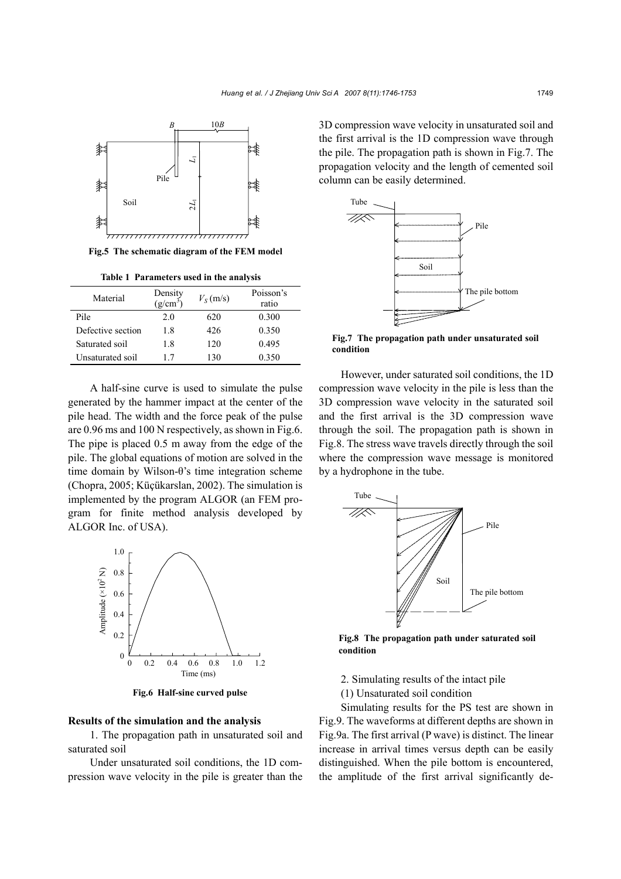**Fig.5 The schematic diagram of the FEM model**

**Table 1 Parameters used in the analysis**

| Material | Density (g/cm$^3$) | $V_S$ (m/s) | Poisson's ratio |
|---|---|---|---|
| Pile | 2.0 | 620 | 0.300 |
| Defective section | 1.8 | 426 | 0.350 |
| Saturated soil | 1.8 | 120 | 0.495 |
| Unsaturated soil | 1.7 | 130 | 0.350 |

A half-sine curve is used to simulate the pulse generated by the hammer impact at the center of the pile head. The width and the force peak of the pulse are 0.96 ms and 100 N respectively, as shown in Fig.6. The pipe is placed 0.5 m away from the edge of the pile. The global equations of motion are solved in the time domain by Wilson-θ's time integration scheme (Chopra, 2005; Küçükarslan, 2002). The simulation is implemented by the program ALGOR (an FEM program for finite method analysis developed by ALGOR Inc. of USA).

**Fig.6 Half-sine curved pulse**

### Results of the simulation and the analysis

1. The propagation path in unsaturated soil and saturated soil

Under unsaturated soil conditions, the 1D compression wave velocity in the pile is greater than the 3D compression wave velocity in unsaturated soil and the first arrival is the 1D compression wave through the pile. The propagation path is shown in Fig.7. The propagation velocity and the length of cemented soil column can be easily determined.

**Fig.7 The propagation path under unsaturated soil condition**

However, under saturated soil conditions, the 1D compression wave velocity in the pile is less than the 3D compression wave velocity in the saturated soil and the first arrival is the 3D compression wave through the soil. The propagation path is shown in Fig.8. The stress wave travels directly through the soil where the compression wave message is monitored by a hydrophone in the tube.

**Fig.8 The propagation path under saturated soil condition**

2. Simulating results of the intact pile

(1) Unsaturated soil condition

Simulating results for the PS test are shown in Fig.9. The waveforms at different depths are shown in Fig.9a. The first arrival (P wave) is distinct. The linear increase in arrival times versus depth can be easily distinguished. When the pile bottom is encountered, the amplitude of the first arrival significantly de-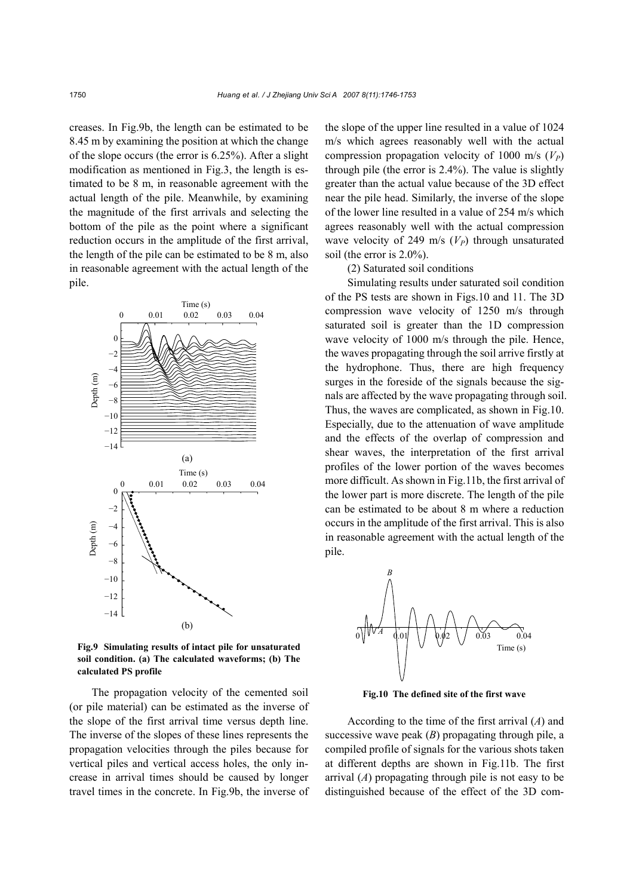creases. In Fig.9b, the length can be estimated to be 8.45 m by examining the position at which the change of the slope occurs (the error is 6.25%). After a slight modification as mentioned in Fig.3, the length is estimated to be 8 m, in reasonable agreement with the actual length of the pile. Meanwhile, by examining the magnitude of the first arrivals and selecting the bottom of the pile as the point where a significant reduction occurs in the amplitude of the first arrival, the length of the pile can be estimated to be 8 m, also in reasonable agreement with the actual length of the pile.

**Fig.9 Simulating results of intact pile for unsaturated soil condition. (a) The calculated waveforms; (b) The calculated PS profile**

The propagation velocity of the cemented soil (or pile material) can be estimated as the inverse of the slope of the first arrival time versus depth line. The inverse of the slopes of these lines represents the propagation velocities through the piles because for vertical piles and vertical access holes, the only increase in arrival times should be caused by longer travel times in the concrete. In Fig.9b, the inverse of the slope of the upper line resulted in a value of 1024 m/s which agrees reasonably well with the actual compression propagation velocity of 1000 m/s ($V_P$) through pile (the error is 2.4%). The value is slightly greater than the actual value because of the 3D effect near the pile head. Similarly, the inverse of the slope of the lower line resulted in a value of 254 m/s which agrees reasonably well with the actual compression wave velocity of 249 m/s ($V_P$) through unsaturated soil (the error is 2.0%).

(2) Saturated soil conditions

Simulating results under saturated soil condition of the PS tests are shown in Figs.10 and 11. The 3D compression wave velocity of 1250 m/s through saturated soil is greater than the 1D compression wave velocity of 1000 m/s through the pile. Hence, the waves propagating through the soil arrive firstly at the hydrophone. Thus, there are high frequency surges in the foreside of the signals because the signals are affected by the wave propagating through soil. Thus, the waves are complicated, as shown in Fig.10. Especially, due to the attenuation of wave amplitude and the effects of the overlap of compression and shear waves, the interpretation of the first arrival profiles of the lower portion of the waves becomes more difficult. As shown in Fig.11b, the first arrival of the lower part is more discrete. The length of the pile can be estimated to be about 8 m where a reduction occurs in the amplitude of the first arrival. This is also in reasonable agreement with the actual length of the pile.

**Fig.10 The defined site of the first wave**

According to the time of the first arrival ($A$) and successive wave peak ($B$) propagating through pile, a compiled profile of signals for the various shots taken at different depths are shown in Fig.11b. The first arrival ($A$) propagating through pile is not easy to be distinguished because of the effect of the 3D com-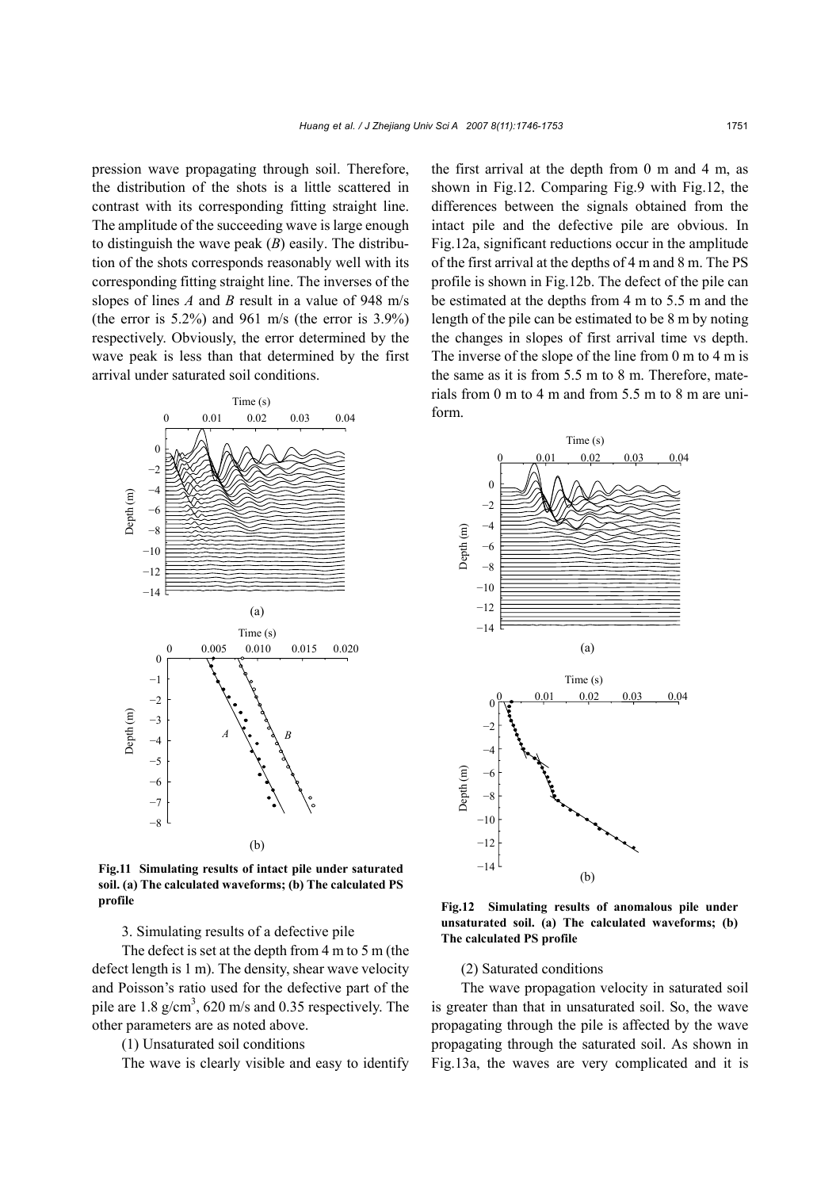pression wave propagating through soil. Therefore, the distribution of the shots is a little scattered in contrast with its corresponding fitting straight line. The amplitude of the succeeding wave is large enough to distinguish the wave peak (*B*) easily. The distribution of the shots corresponds reasonably well with its corresponding fitting straight line. The inverses of the slopes of lines *A* and *B* result in a value of 948 m/s (the error is 5.2%) and 961 m/s (the error is 3.9%) respectively. Obviously, the error determined by the wave peak is less than that determined by the first arrival under saturated soil conditions.

**Fig.11 Simulating results of intact pile under saturated soil. (a) The calculated waveforms; (b) The calculated PS profile**

3. Simulating results of a defective pile

The defect is set at the depth from 4 m to 5 m (the defect length is 1 m). The density, shear wave velocity and Poisson's ratio used for the defective part of the pile are 1.8 g/cm$^3$, 620 m/s and 0.35 respectively. The other parameters are as noted above.

(1) Unsaturated soil conditions

The wave is clearly visible and easy to identify the first arrival at the depth from 0 m and 4 m, as shown in Fig.12. Comparing Fig.9 with Fig.12, the differences between the signals obtained from the intact pile and the defective pile are obvious. In Fig.12a, significant reductions occur in the amplitude of the first arrival at the depths of 4 m and 8 m. The PS profile is shown in Fig.12b. The defect of the pile can be estimated at the depths from 4 m to 5.5 m and the length of the pile can be estimated to be 8 m by noting the changes in slopes of first arrival time vs depth. The inverse of the slope of the line from 0 m to 4 m is the same as it is from 5.5 m to 8 m. Therefore, materials from 0 m to 4 m and from 5.5 m to 8 m are uniform.

**Fig.12 Simulating results of anomalous pile under unsaturated soil. (a) The calculated waveforms; (b) The calculated PS profile**

(2) Saturated conditions

The wave propagation velocity in saturated soil is greater than that in unsaturated soil. So, the wave propagating through the pile is affected by the wave propagating through the saturated soil. As shown in Fig.13a, the waves are very complicated and it is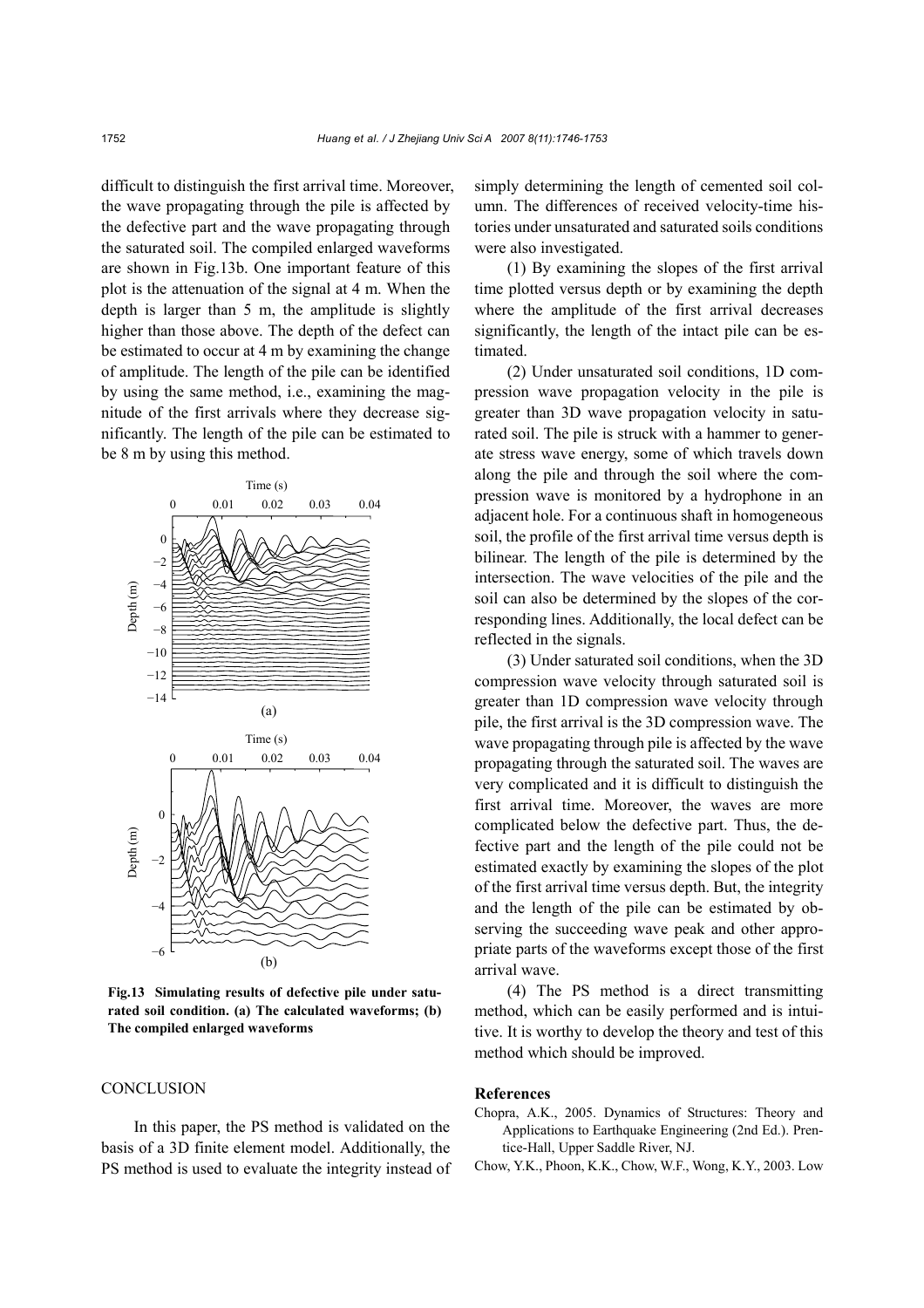difficult to distinguish the first arrival time. Moreover, the wave propagating through the pile is affected by the defective part and the wave propagating through the saturated soil. The compiled enlarged waveforms are shown in Fig.13b. One important feature of this plot is the attenuation of the signal at 4 m. When the depth is larger than 5 m, the amplitude is slightly higher than those above. The depth of the defect can be estimated to occur at 4 m by examining the change of amplitude. The length of the pile can be identified by using the same method, i.e., examining the magnitude of the first arrivals where they decrease significantly. The length of the pile can be estimated to be 8 m by using this method.

**Fig.13 Simulating results of defective pile under saturated soil condition. (a) The calculated waveforms; (b) The compiled enlarged waveforms**

## CONCLUSION

In this paper, the PS method is validated on the basis of a 3D finite element model. Additionally, the PS method is used to evaluate the integrity instead of simply determining the length of cemented soil column. The differences of received velocity-time histories under unsaturated and saturated soils conditions were also investigated.

(1) By examining the slopes of the first arrival time plotted versus depth or by examining the depth where the amplitude of the first arrival decreases significantly, the length of the intact pile can be estimated.

(2) Under unsaturated soil conditions, 1D compression wave propagation velocity in the pile is greater than 3D wave propagation velocity in saturated soil. The pile is struck with a hammer to generate stress wave energy, some of which travels down along the pile and through the soil where the compression wave is monitored by a hydrophone in an adjacent hole. For a continuous shaft in homogeneous soil, the profile of the first arrival time versus depth is bilinear. The length of the pile is determined by the intersection. The wave velocities of the pile and the soil can also be determined by the slopes of the corresponding lines. Additionally, the local defect can be reflected in the signals.

(3) Under saturated soil conditions, when the 3D compression wave velocity through saturated soil is greater than 1D compression wave velocity through pile, the first arrival is the 3D compression wave. The wave propagating through pile is affected by the wave propagating through the saturated soil. The waves are very complicated and it is difficult to distinguish the first arrival time. Moreover, the waves are more complicated below the defective part. Thus, the defective part and the length of the pile could not be estimated exactly by examining the slopes of the plot of the first arrival time versus depth. But, the integrity and the length of the pile can be estimated by observing the succeeding wave peak and other appropriate parts of the waveforms except those of the first arrival wave.

(4) The PS method is a direct transmitting method, which can be easily performed and is intuitive. It is worthy to develop the theory and test of this method which should be improved.

## References

Chopra, A.K., 2005. Dynamics of Structures: Theory and Applications to Earthquake Engineering (2nd Ed.). Prentice-Hall, Upper Saddle River, NJ.

Chow, Y.K., Phoon, K.K., Chow, W.F., Wong, K.Y., 2003. Low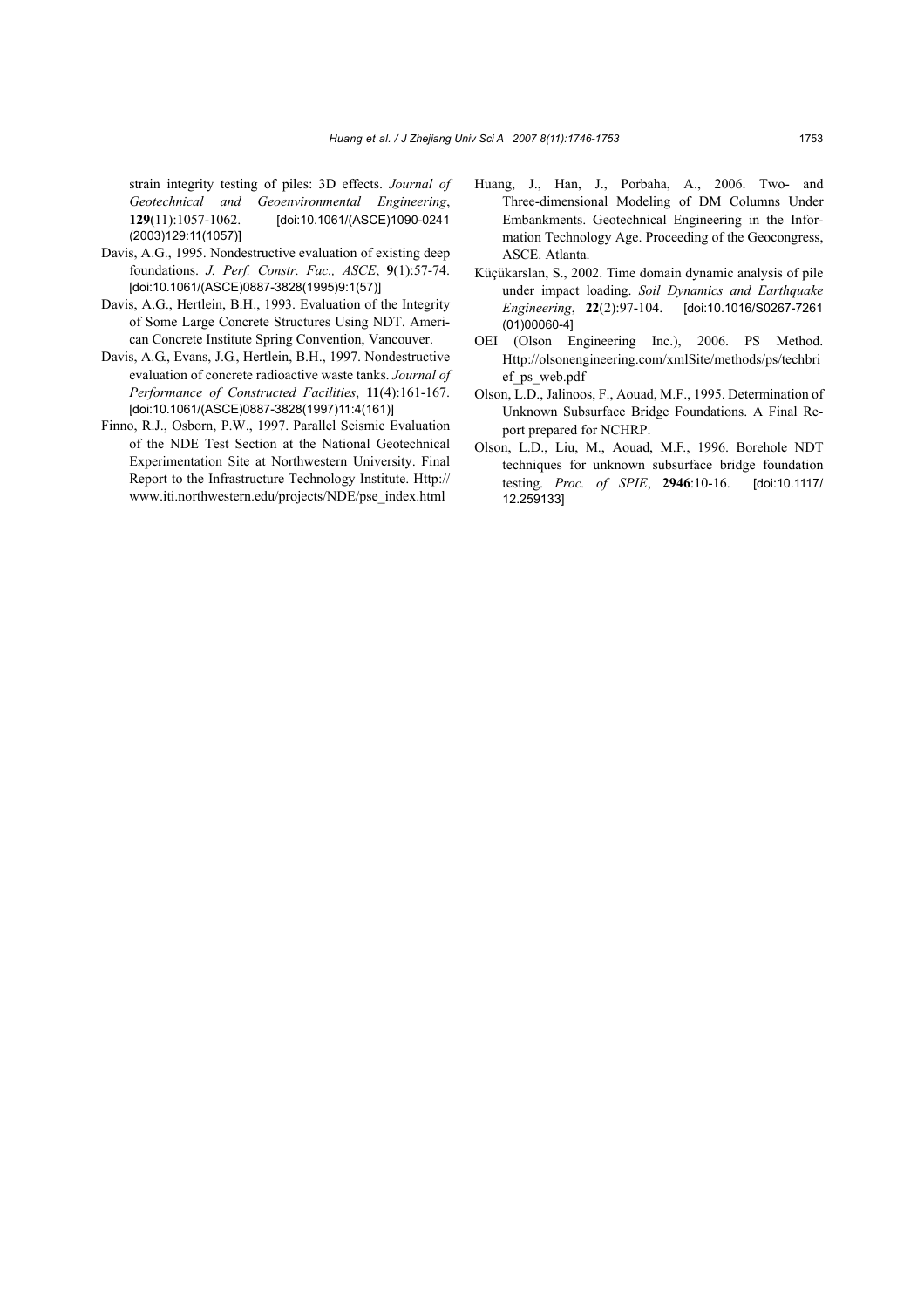strain integrity testing of piles: 3D effects. *Journal of Geotechnical and Geoenvironmental Engineering*, **129**(11):1057-1062. [doi:10.1061/(ASCE)1090-0241(2003)129:11(1057)]

Davis, A.G., 1995. Nondestructive evaluation of existing deep foundations. *J. Perf. Constr. Fac., ASCE*, **9**(1):57-74. [doi:10.1061/(ASCE)0887-3828(1995)9:1(57)]

Davis, A.G., Hertlein, B.H., 1993. Evaluation of the Integrity of Some Large Concrete Structures Using NDT. American Concrete Institute Spring Convention, Vancouver.

Davis, A.G., Evans, J.G., Hertlein, B.H., 1997. Nondestructive evaluation of concrete radioactive waste tanks. *Journal of Performance of Constructed Facilities*, **11**(4):161-167. [doi:10.1061/(ASCE)0887-3828(1997)11:4(161)]

Finno, R.J., Osborn, P.W., 1997. Parallel Seismic Evaluation of the NDE Test Section at the National Geotechnical Experimentation Site at Northwestern University. Final Report to the Infrastructure Technology Institute. Http://www.iti.northwestern.edu/projects/NDE/pse_index.html

Huang, J., Han, J., Porbaha, A., 2006. Two- and Three-dimensional Modeling of DM Columns Under Embankments. Geotechnical Engineering in the Information Technology Age. Proceeding of the Geocongress, ASCE. Atlanta.

Küçükarslan, S., 2002. Time domain dynamic analysis of pile under impact loading. *Soil Dynamics and Earthquake Engineering*, **22**(2):97-104. [doi:10.1016/S0267-7261(01)00060-4]

OEI (Olson Engineering Inc.), 2006. PS Method. Http://olsonengineering.com/xmlSite/methods/ps/techbrief_ps_web.pdf

Olson, L.D., Jalinoos, F., Aouad, M.F., 1995. Determination of Unknown Subsurface Bridge Foundations. A Final Report prepared for NCHRP.

Olson, L.D., Liu, M., Aouad, M.F., 1996. Borehole NDT techniques for unknown subsurface bridge foundation testing. *Proc. of SPIE*, **2946**:10-16. [doi:10.1117/12.259133]